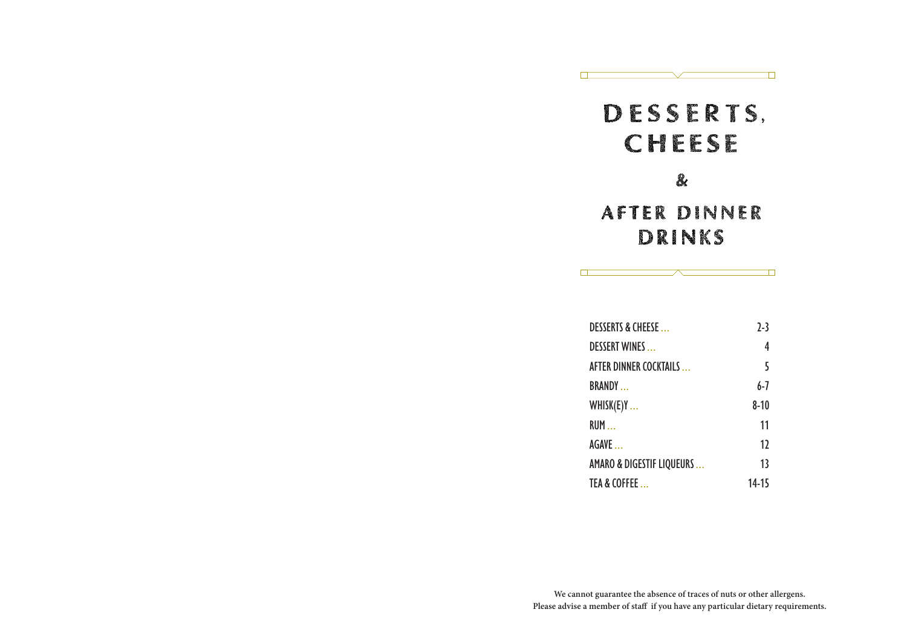# DESSERTS, CHEESE & AFTER DINNER DRINKS

| | |
|---|---|
| DESSERTS & CHEESE … | 2-3 |
| DESSERT WINES … | 4 |
| AFTER DINNER COCKTAILS … | 5 |
| BRANDY … | 6-7 |
| WHISK(E)Y … | 8-10 |
| RUM … | 11 |
| AGAVE … | 12 |
| AMARO & DIGESTIF LIQUEURS … | 13 |
| TEA & COFFEE … | 14-15 |

**We cannot guarantee the absence of traces of nuts or other allergens.**
**Please advise a member of staff if you have any particular dietary requirements.**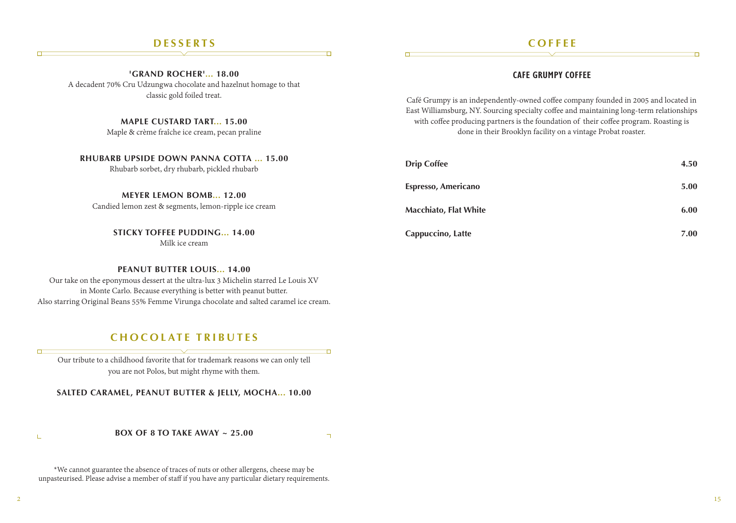## DESSERTS

**'GRAND ROCHER'... 18.00**
A decadent 70% Cru Udzungwa chocolate and hazelnut homage to that classic gold foiled treat.

**MAPLE CUSTARD TART... 15.00**
Maple & crème fraîche ice cream, pecan praline

**RHUBARB UPSIDE DOWN PANNA COTTA ... 15.00**
Rhubarb sorbet, dry rhubarb, pickled rhubarb

**MEYER LEMON BOMB... 12.00**
Candied lemon zest & segments, lemon-ripple ice cream

**STICKY TOFFEE PUDDING... 14.00**
Milk ice cream

**PEANUT BUTTER LOUIS... 14.00**
Our take on the eponymous dessert at the ultra-lux 3 Michelin starred Le Louis XV in Monte Carlo. Because everything is better with peanut butter.
Also starring Original Beans 55% Femme Virunga chocolate and salted caramel ice cream.

## CHOCOLATE TRIBUTES

Our tribute to a childhood favorite that for trademark reasons we can only tell you are not Polos, but might rhyme with them.

**SALTED CARAMEL, PEANUT BUTTER & JELLY, MOCHA... 10.00**

**BOX OF 8 TO TAKE AWAY ~ 25.00**

*We cannot guarantee the absence of traces of nuts or other allergens, cheese may be unpasteurised. Please advise a member of staff if you have any particular dietary requirements.

## COFFEE

### CAFE GRUMPY COFFEE

Café Grumpy is an independently-owned coffee company founded in 2005 and located in East Williamsburg, NY. Sourcing specialty coffee and maintaining long-term relationships with coffee producing partners is the foundation of their coffee program. Roasting is done in their Brooklyn facility on a vintage Probat roaster.

| | |
|---|---|
| **Drip Coffee** | **4.50** |
| **Espresso, Americano** | **5.00** |
| **Macchiato, Flat White** | **6.00** |
| **Cappuccino, Latte** | **7.00** |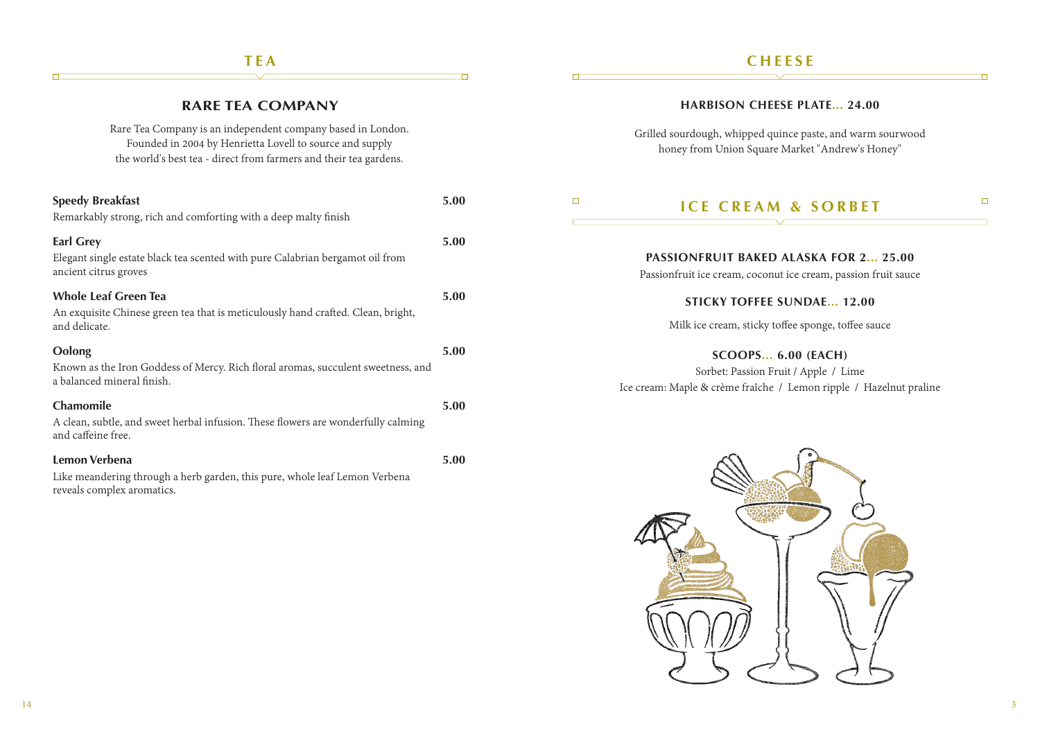# TEA

## RARE TEA COMPANY

Rare Tea Company is an independent company based in London. Founded in 2004 by Henrietta Lovell to source and supply the world's best tea - direct from farmers and their tea gardens.

**Speedy Breakfast** **5.00**
Remarkably strong, rich and comforting with a deep malty finish

**Earl Grey** **5.00**
Elegant single estate black tea scented with pure Calabrian bergamot oil from ancient citrus groves

**Whole Leaf Green Tea** **5.00**
An exquisite Chinese green tea that is meticulously hand crafted. Clean, bright, and delicate.

**Oolong** **5.00**
Known as the Iron Goddess of Mercy. Rich floral aromas, succulent sweetness, and a balanced mineral finish.

**Chamomile** **5.00**
A clean, subtle, and sweet herbal infusion. These flowers are wonderfully calming and caffeine free.

**Lemon Verbena** **5.00**
Like meandering through a herb garden, this pure, whole leaf Lemon Verbena reveals complex aromatics.

# CHEESE

### HARBISON CHEESE PLATE... 24.00

Grilled sourdough, whipped quince paste, and warm sourwood honey from Union Square Market "Andrew's Honey"

# ICE CREAM & SORBET

### PASSIONFRUIT BAKED ALASKA FOR 2... 25.00

Passionfruit ice cream, coconut ice cream, passion fruit sauce

### STICKY TOFFEE SUNDAE... 12.00

Milk ice cream, sticky toffee sponge, toffee sauce

### SCOOPS... 6.00 (EACH)

Sorbet: Passion Fruit / Apple / Lime
Ice cream: Maple & crème fraîche / Lemon ripple / Hazelnut praline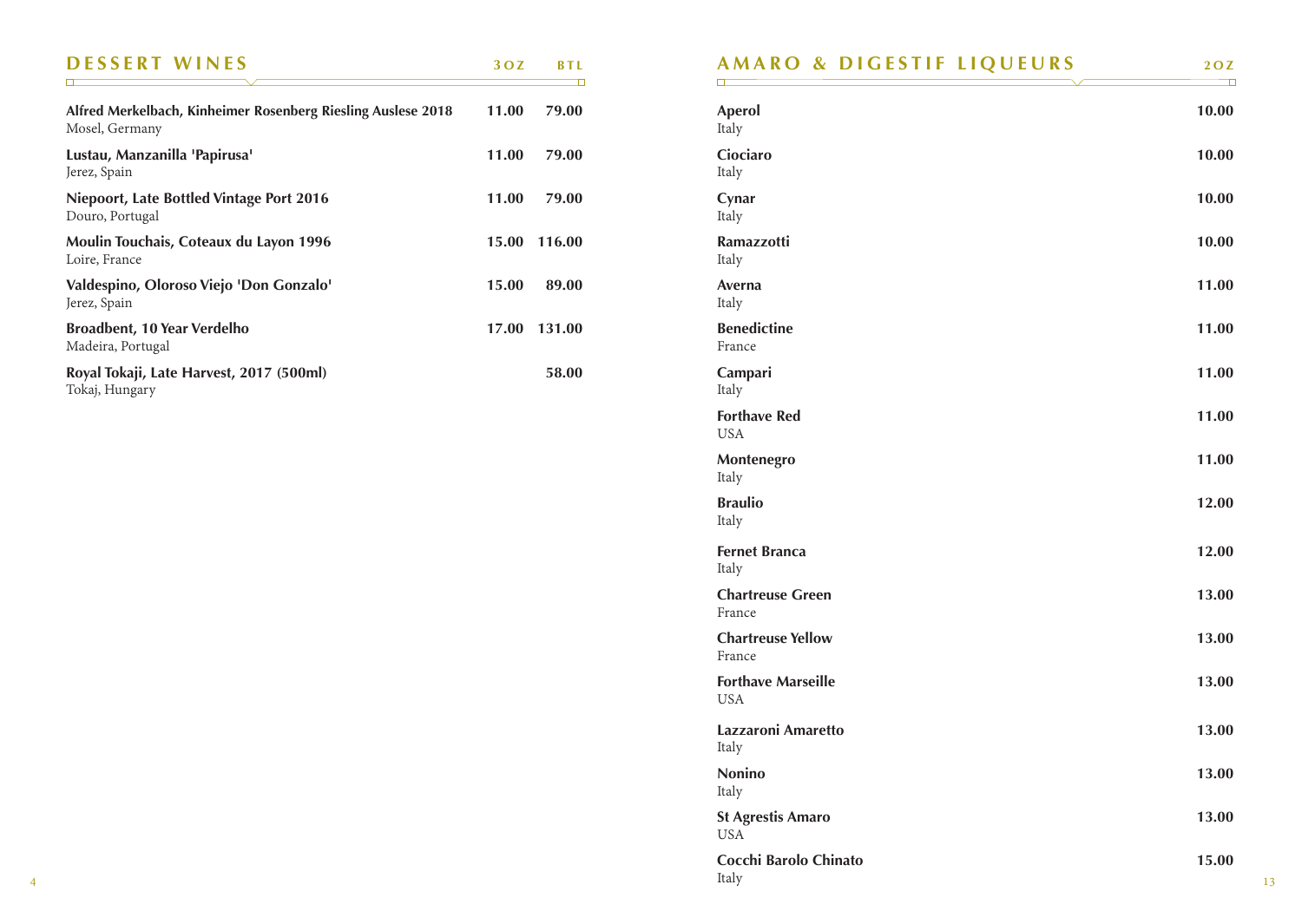## DESSERT WINES

| | 3OZ | BTL |
|---|---|---|
| **Alfred Merkelbach, Kinheimer Rosenberg Riesling Auslese 2018**<br>Mosel, Germany | 11.00 | 79.00 |
| **Lustau, Manzanilla 'Papirusa'**<br>Jerez, Spain | 11.00 | 79.00 |
| **Niepoort, Late Bottled Vintage Port 2016**<br>Douro, Portugal | 11.00 | 79.00 |
| **Moulin Touchais, Coteaux du Layon 1996**<br>Loire, France | 15.00 | 116.00 |
| **Valdespino, Oloroso Viejo 'Don Gonzalo'**<br>Jerez, Spain | 15.00 | 89.00 |
| **Broadbent, 10 Year Verdelho**<br>Madeira, Portugal | 17.00 | 131.00 |
| **Royal Tokaji, Late Harvest, 2017 (500ml)**<br>Tokaj, Hungary | | 58.00 |

## AMARO & DIGESTIF LIQUEURS

| | 2OZ |
|---|---|
| **Aperol**<br>Italy | 10.00 |
| **Ciociaro**<br>Italy | 10.00 |
| **Cynar**<br>Italy | 10.00 |
| **Ramazzotti**<br>Italy | 10.00 |
| **Averna**<br>Italy | 11.00 |
| **Benedictine**<br>France | 11.00 |
| **Campari**<br>Italy | 11.00 |
| **Forthave Red**<br>USA | 11.00 |
| **Montenegro**<br>Italy | 11.00 |
| **Braulio**<br>Italy | 12.00 |
| **Fernet Branca**<br>Italy | 12.00 |
| **Chartreuse Green**<br>France | 13.00 |
| **Chartreuse Yellow**<br>France | 13.00 |
| **Forthave Marseille**<br>USA | 13.00 |
| **Lazzaroni Amaretto**<br>Italy | 13.00 |
| **Nonino**<br>Italy | 13.00 |
| **St Agrestis Amaro**<br>USA | 13.00 |
| **Cocchi Barolo Chinato**<br>Italy | 15.00 |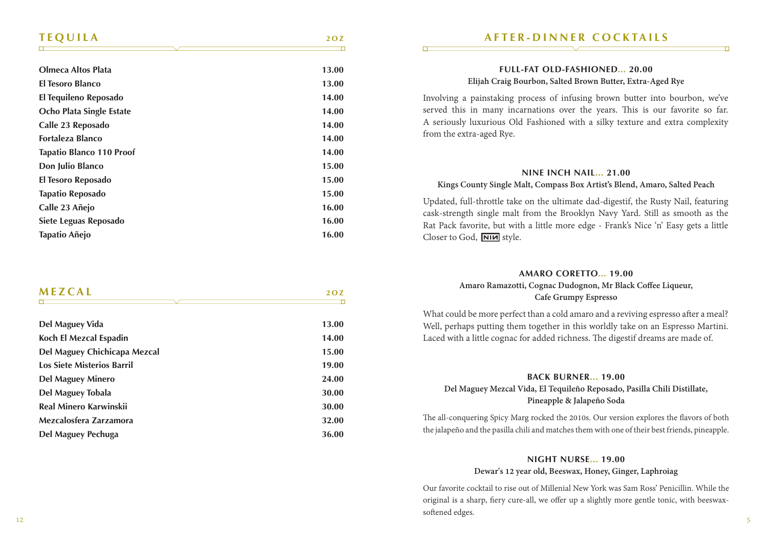## TEQUILA

| | 2OZ |
|---|---|
| **Olmeca Altos Plata** | **13.00** |
| **El Tesoro Blanco** | **13.00** |
| **El Tequileno Reposado** | **14.00** |
| **Ocho Plata Single Estate** | **14.00** |
| **Calle 23 Reposado** | **14.00** |
| **Fortaleza Blanco** | **14.00** |
| **Tapatio Blanco 110 Proof** | **14.00** |
| **Don Julio Blanco** | **15.00** |
| **El Tesoro Reposado** | **15.00** |
| **Tapatio Reposado** | **15.00** |
| **Calle 23 Añejo** | **16.00** |
| **Siete Leguas Reposado** | **16.00** |
| **Tapatio Añejo** | **16.00** |

## MEZCAL

| | 2OZ |
|---|---|
| **Del Maguey Vida** | **13.00** |
| **Koch El Mezcal Espadin** | **14.00** |
| **Del Maguey Chichicapa Mezcal** | **15.00** |
| **Los Siete Misterios Barril** | **19.00** |
| **Del Maguey Minero** | **24.00** |
| **Del Maguey Tobala** | **30.00** |
| **Real Minero Karwinskii** | **30.00** |
| **Mezcalosfera Zarzamora** | **32.00** |
| **Del Maguey Pechuga** | **36.00** |

## AFTER-DINNER COCKTAILS

### FULL-FAT OLD-FASHIONED... 20.00

**Elijah Craig Bourbon, Salted Brown Butter, Extra-Aged Rye**

Involving a painstaking process of infusing brown butter into bourbon, we've served this in many incarnations over the years. This is our favorite so far. A seriously luxurious Old Fashioned with a silky texture and extra complexity from the extra-aged Rye.

### NINE INCH NAIL... 21.00

**Kings County Single Malt, Compass Box Artist's Blend, Amaro, Salted Peach**

Updated, full-throttle take on the ultimate dad-digestif, the Rusty Nail, featuring cask-strength single malt from the Brooklyn Navy Yard. Still as smooth as the Rat Pack favorite, but with a little more edge - Frank's Nice 'n' Easy gets a little Closer to God, NIN style.

### AMARO CORETTO... 19.00

**Amaro Ramazotti, Cognac Dudognon, Mr Black Coffee Liqueur, Cafe Grumpy Espresso**

What could be more perfect than a cold amaro and a reviving espresso after a meal? Well, perhaps putting them together in this worldly take on an Espresso Martini. Laced with a little cognac for added richness. The digestif dreams are made of.

### BACK BURNER... 19.00

**Del Maguey Mezcal Vida, El Tequileño Reposado, Pasilla Chili Distillate, Pineapple & Jalapeño Soda**

The all-conquering Spicy Marg rocked the 2010s. Our version explores the flavors of both the jalapeño and the pasilla chili and matches them with one of their best friends, pineapple.

### NIGHT NURSE... 19.00

**Dewar's 12 year old, Beeswax, Honey, Ginger, Laphroiag**

Our favorite cocktail to rise out of Millenial New York was Sam Ross' Penicillin. While the original is a sharp, fiery cure-all, we offer up a slightly more gentle tonic, with beeswax-softened edges.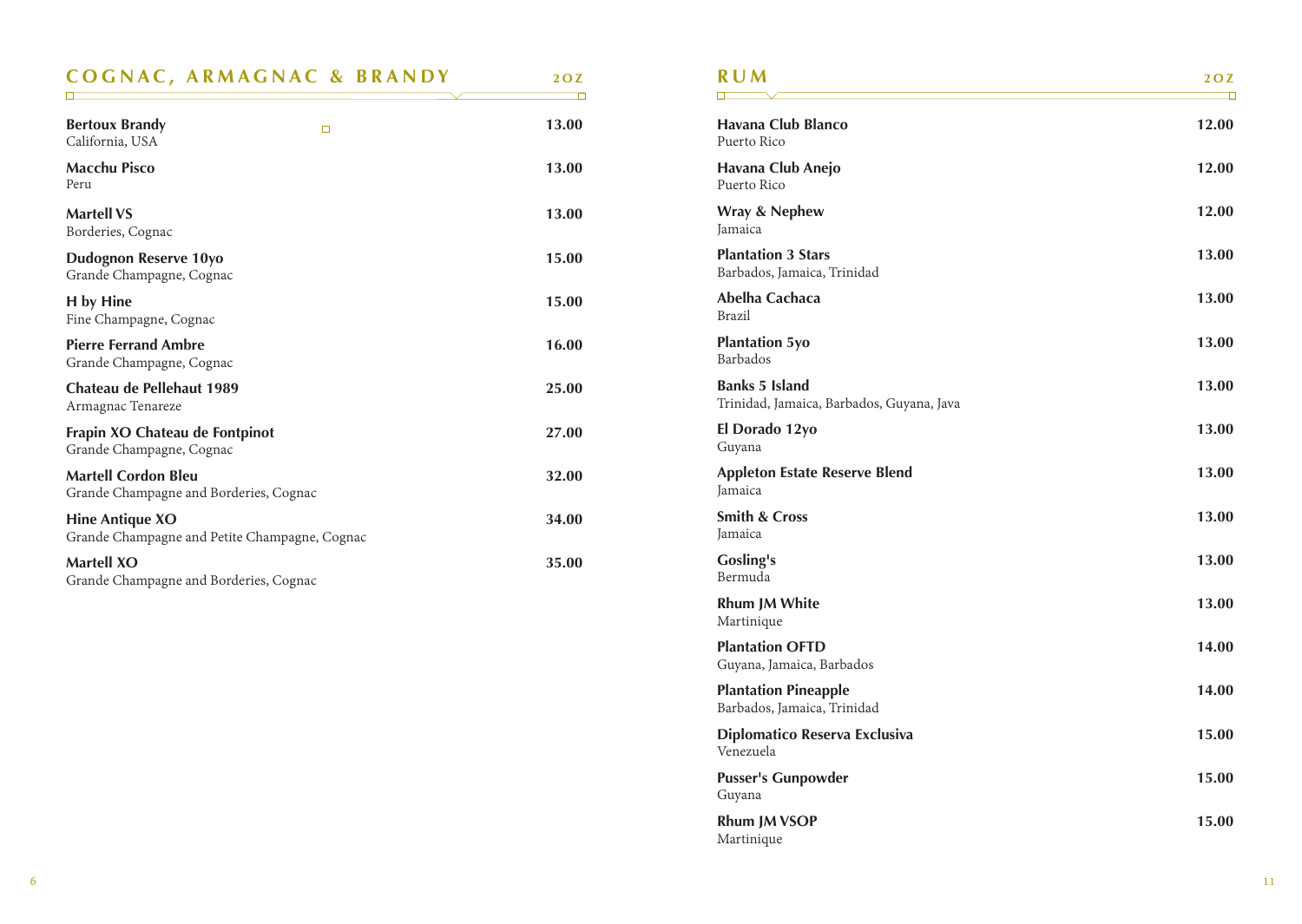## COGNAC, ARMAGNAC & BRANDY

| | 2OZ |
|---|---|
| **Bertoux Brandy**<br>California, USA | **13.00** |
| **Macchu Pisco**<br>Peru | **13.00** |
| **Martell VS**<br>Borderies, Cognac | **13.00** |
| **Dudognon Reserve 10yo**<br>Grande Champagne, Cognac | **15.00** |
| **H by Hine**<br>Fine Champagne, Cognac | **15.00** |
| **Pierre Ferrand Ambre**<br>Grande Champagne, Cognac | **16.00** |
| **Chateau de Pellehaut 1989**<br>Armagnac Tenareze | **25.00** |
| **Frapin XO Chateau de Fontpinot**<br>Grande Champagne, Cognac | **27.00** |
| **Martell Cordon Bleu**<br>Grande Champagne and Borderies, Cognac | **32.00** |
| **Hine Antique XO**<br>Grande Champagne and Petite Champagne, Cognac | **34.00** |
| **Martell XO**<br>Grande Champagne and Borderies, Cognac | **35.00** |

## RUM

| | 2OZ |
|---|---|
| **Havana Club Blanco**<br>Puerto Rico | **12.00** |
| **Havana Club Anejo**<br>Puerto Rico | **12.00** |
| **Wray & Nephew**<br>Jamaica | **12.00** |
| **Plantation 3 Stars**<br>Barbados, Jamaica, Trinidad | **13.00** |
| **Abelha Cachaca**<br>Brazil | **13.00** |
| **Plantation 5yo**<br>Barbados | **13.00** |
| **Banks 5 Island**<br>Trinidad, Jamaica, Barbados, Guyana, Java | **13.00** |
| **El Dorado 12yo**<br>Guyana | **13.00** |
| **Appleton Estate Reserve Blend**<br>Jamaica | **13.00** |
| **Smith & Cross**<br>Jamaica | **13.00** |
| **Gosling's**<br>Bermuda | **13.00** |
| **Rhum JM White**<br>Martinique | **13.00** |
| **Plantation OFTD**<br>Guyana, Jamaica, Barbados | **14.00** |
| **Plantation Pineapple**<br>Barbados, Jamaica, Trinidad | **14.00** |
| **Diplomatico Reserva Exclusiva**<br>Venezuela | **15.00** |
| **Pusser's Gunpowder**<br>Guyana | **15.00** |
| **Rhum JM VSOP**<br>Martinique | **15.00** |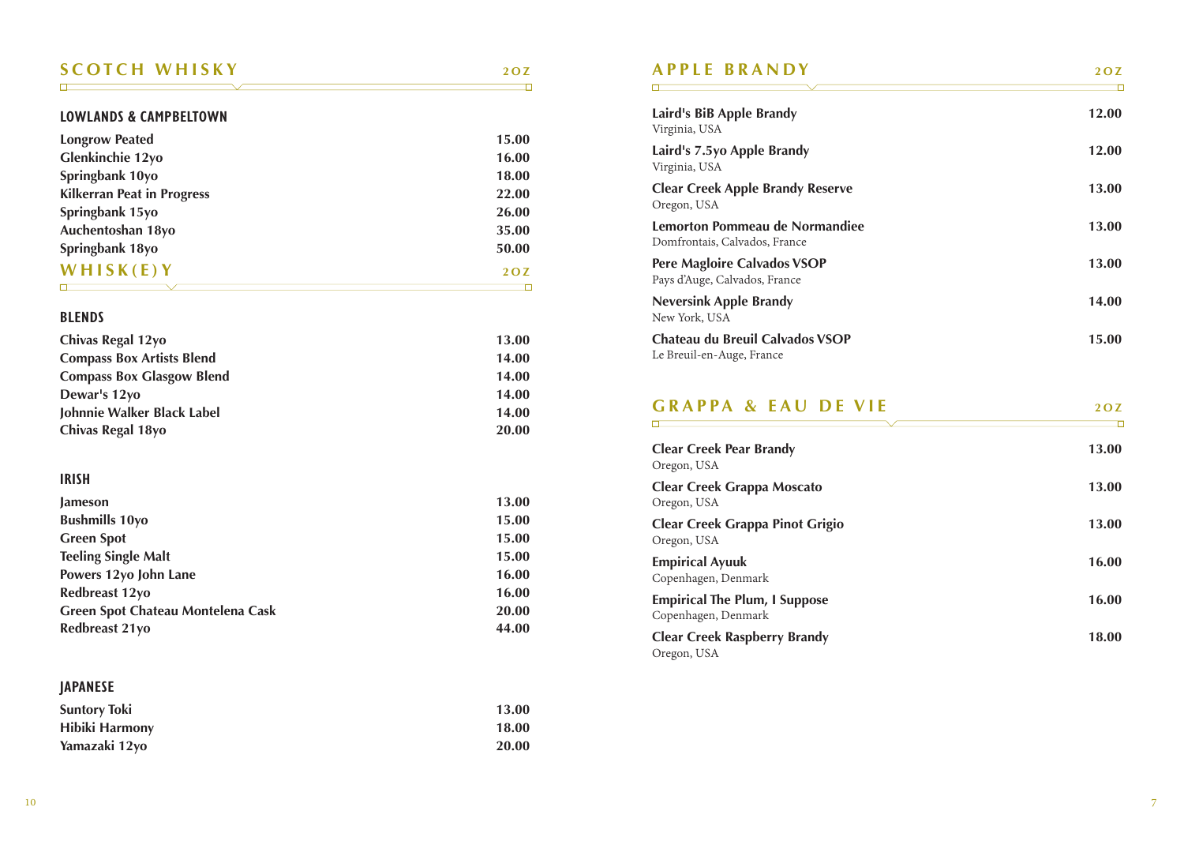## SCOTCH WHISKY

2OZ

### LOWLANDS & CAMPBELTOWN

| | |
|---|---|
| **Longrow Peated** | **15.00** |
| **Glenkinchie 12yo** | **16.00** |
| **Springbank 10yo** | **18.00** |
| **Kilkerran Peat in Progress** | **22.00** |
| **Springbank 15yo** | **26.00** |
| **Auchentoshan 18yo** | **35.00** |
| **Springbank 18yo** | **50.00** |

## WHISK(E)Y

2OZ

### BLENDS

| | |
|---|---|
| **Chivas Regal 12yo** | **13.00** |
| **Compass Box Artists Blend** | **14.00** |
| **Compass Box Glasgow Blend** | **14.00** |
| **Dewar's 12yo** | **14.00** |
| **Johnnie Walker Black Label** | **14.00** |
| **Chivas Regal 18yo** | **20.00** |

### IRISH

| | |
|---|---|
| **Jameson** | **13.00** |
| **Bushmills 10yo** | **15.00** |
| **Green Spot** | **15.00** |
| **Teeling Single Malt** | **15.00** |
| **Powers 12yo John Lane** | **16.00** |
| **Redbreast 12yo** | **16.00** |
| **Green Spot Chateau Montelena Cask** | **20.00** |
| **Redbreast 21yo** | **44.00** |

### JAPANESE

| | |
|---|---|
| **Suntory Toki** | **13.00** |
| **Hibiki Harmony** | **18.00** |
| **Yamazaki 12yo** | **20.00** |

## APPLE BRANDY

2OZ

**Laird's BiB Apple Brandy** — **12.00**
Virginia, USA

**Laird's 7.5yo Apple Brandy** — **12.00**
Virginia, USA

**Clear Creek Apple Brandy Reserve** — **13.00**
Oregon, USA

**Lemorton Pommeau de Normandiee** — **13.00**
Domfrontais, Calvados, France

**Pere Magloire Calvados VSOP** — **13.00**
Pays d'Auge, Calvados, France

**Neversink Apple Brandy** — **14.00**
New York, USA

**Chateau du Breuil Calvados VSOP** — **15.00**
Le Breuil-en-Auge, France

## GRAPPA & EAU DE VIE

2OZ

**Clear Creek Pear Brandy** — **13.00**
Oregon, USA

**Clear Creek Grappa Moscato** — **13.00**
Oregon, USA

**Clear Creek Grappa Pinot Grigio** — **13.00**
Oregon, USA

**Empirical Ayuuk** — **16.00**
Copenhagen, Denmark

**Empirical The Plum, I Suppose** — **16.00**
Copenhagen, Denmark

**Clear Creek Raspberry Brandy** — **18.00**
Oregon, USA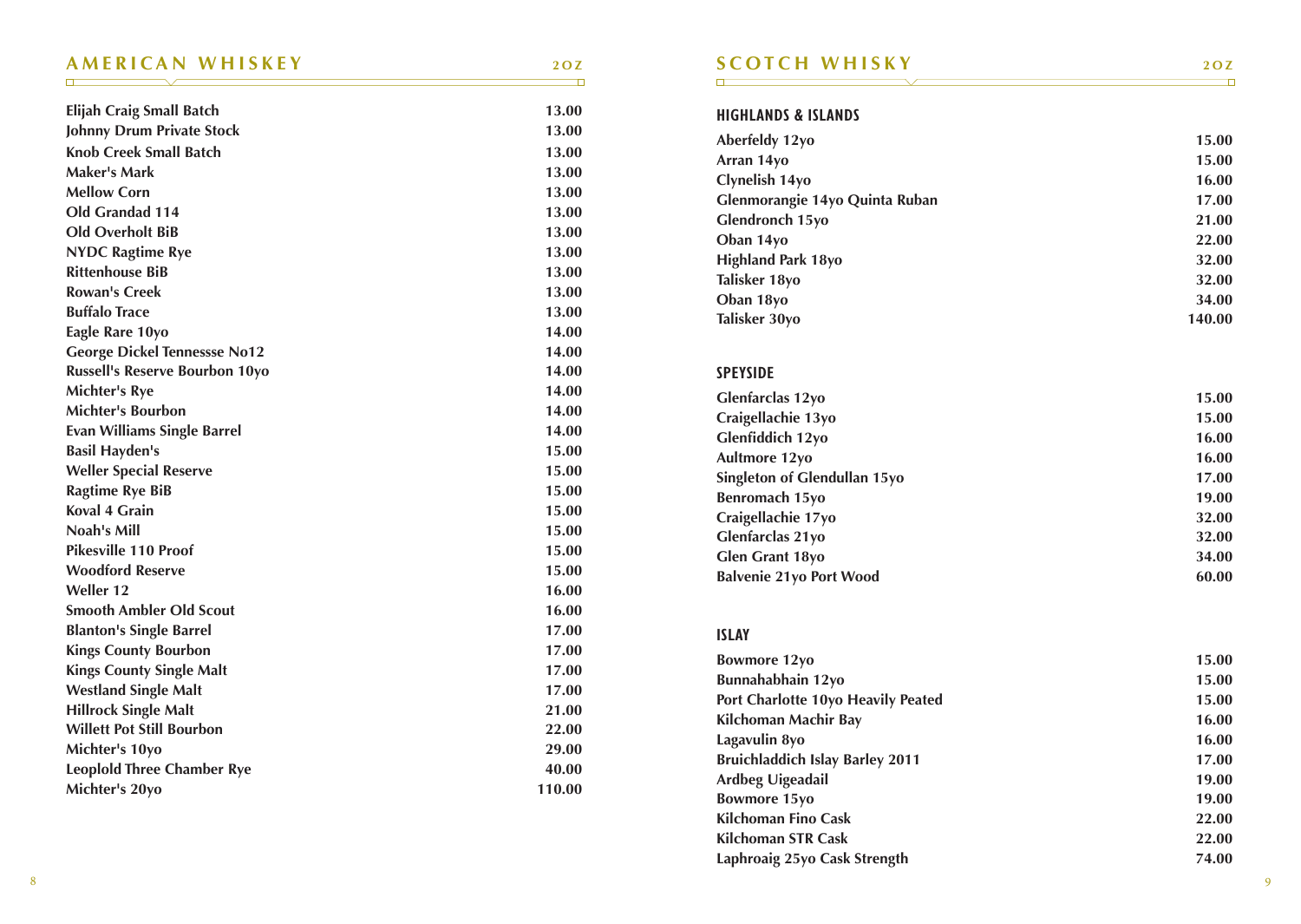## AMERICAN WHISKEY

| | 2OZ |
|---|---|
| Elijah Craig Small Batch | 13.00 |
| Johnny Drum Private Stock | 13.00 |
| Knob Creek Small Batch | 13.00 |
| Maker's Mark | 13.00 |
| Mellow Corn | 13.00 |
| Old Grandad 114 | 13.00 |
| Old Overholt BiB | 13.00 |
| NYDC Ragtime Rye | 13.00 |
| Rittenhouse BiB | 13.00 |
| Rowan's Creek | 13.00 |
| Buffalo Trace | 13.00 |
| Eagle Rare 10yo | 14.00 |
| George Dickel Tennessse No12 | 14.00 |
| Russell's Reserve Bourbon 10yo | 14.00 |
| Michter's Rye | 14.00 |
| Michter's Bourbon | 14.00 |
| Evan Williams Single Barrel | 14.00 |
| Basil Hayden's | 15.00 |
| Weller Special Reserve | 15.00 |
| Ragtime Rye BiB | 15.00 |
| Koval 4 Grain | 15.00 |
| Noah's Mill | 15.00 |
| Pikesville 110 Proof | 15.00 |
| Woodford Reserve | 15.00 |
| Weller 12 | 16.00 |
| Smooth Ambler Old Scout | 16.00 |
| Blanton's Single Barrel | 17.00 |
| Kings County Bourbon | 17.00 |
| Kings County Single Malt | 17.00 |
| Westland Single Malt | 17.00 |
| Hillrock Single Malt | 21.00 |
| Willett Pot Still Bourbon | 22.00 |
| Michter's 10yo | 29.00 |
| Leoplold Three Chamber Rye | 40.00 |
| Michter's 20yo | 110.00 |

## SCOTCH WHISKY

2OZ

### HIGHLANDS & ISLANDS

| | |
|---|---|
| Aberfeldy 12yo | 15.00 |
| Arran 14yo | 15.00 |
| Clynelish 14yo | 16.00 |
| Glenmorangie 14yo Quinta Ruban | 17.00 |
| Glendronch 15yo | 21.00 |
| Oban 14yo | 22.00 |
| Highland Park 18yo | 32.00 |
| Talisker 18yo | 32.00 |
| Oban 18yo | 34.00 |
| Talisker 30yo | 140.00 |

### SPEYSIDE

| | |
|---|---|
| Glenfarclas 12yo | 15.00 |
| Craigellachie 13yo | 15.00 |
| Glenfiddich 12yo | 16.00 |
| Aultmore 12yo | 16.00 |
| Singleton of Glendullan 15yo | 17.00 |
| Benromach 15yo | 19.00 |
| Craigellachie 17yo | 32.00 |
| Glenfarclas 21yo | 32.00 |
| Glen Grant 18yo | 34.00 |
| Balvenie 21yo Port Wood | 60.00 |

### ISLAY

| | |
|---|---|
| Bowmore 12yo | 15.00 |
| Bunnahabhain 12yo | 15.00 |
| Port Charlotte 10yo Heavily Peated | 15.00 |
| Kilchoman Machir Bay | 16.00 |
| Lagavulin 8yo | 16.00 |
| Bruichladdich Islay Barley 2011 | 17.00 |
| Ardbeg Uigeadail | 19.00 |
| Bowmore 15yo | 19.00 |
| Kilchoman Fino Cask | 22.00 |
| Kilchoman STR Cask | 22.00 |
| Laphroaig 25yo Cask Strength | 74.00 |